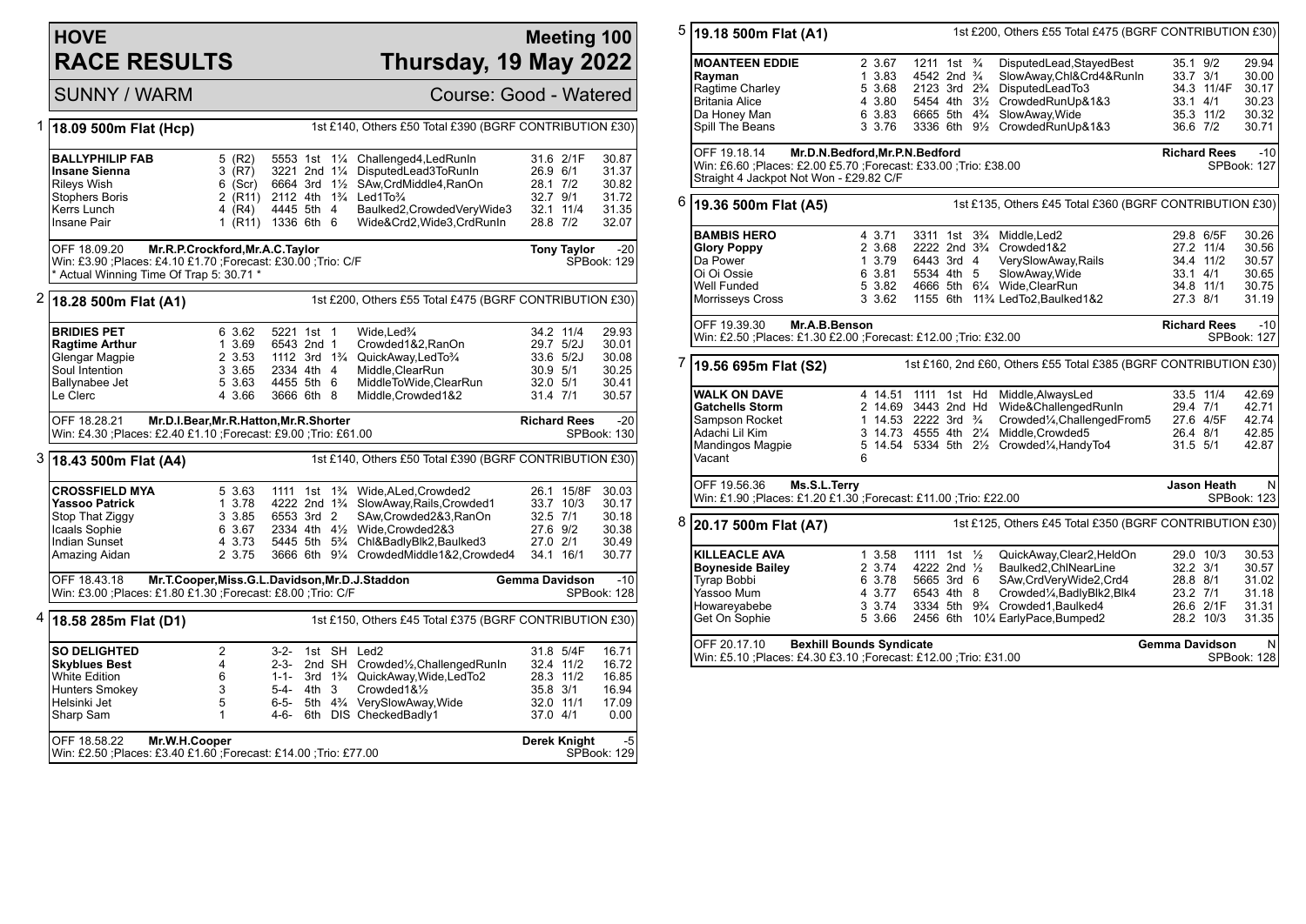# HOVE RACE RESULTS

**Meeting 100**
**Thursday, 19 May 2022**

SUNNY / WARM — Course: Good - Watered

## 1 18.09 500m Flat (Hcp)

1st £140, Others £50 Total £390 (BGRF CONTRIBUTION £30)

| Greyhound | Trap | Sectional | Bends | Fin | By | Remarks | Wght | SP | Time |
|---|---|---|---|---|---|---|---|---|---|
| **BALLYPHILIP FAB** | 5 | (R2) | 5553 | 1st | 1¼ | Challenged4,LedRunIn | 31.6 | 2/1F | 30.87 |
| **Insane Sienna** | 3 | (R7) | 3221 | 2nd | 1¼ | DisputedLead3ToRunIn | 26.9 | 6/1 | 31.37 |
| Rileys Wish | 6 | (Scr) | 6664 | 3rd | 1½ | SAw,CrdMiddle4,RanOn | 28.1 | 7/2 | 30.82 |
| Stophers Boris | 2 | (R11) | 2112 | 4th | 1¾ | Led1To¾ | 32.7 | 9/1 | 31.72 |
| Kerrs Lunch | 4 | (R4) | 4445 | 5th | 4 | Baulked2,CrowdedVeryWide3 | 32.1 | 11/4 | 31.35 |
| Insane Pair | 1 | (R11) | 1336 | 6th | 6 | Wide&Crd2,Wide3,CrdRunIn | 28.8 | 7/2 | 32.07 |

OFF 18.09.20 Mr.R.P.Crockford,Mr.A.C.Taylor — **Tony Taylor** -20
Win: £3.90 ;Places: £4.10 £1.70 ;Forecast: £30.00 ;Trio: C/F — SPBook: 129
* Actual Winning Time Of Trap 5: 30.71 *

## 2 18.28 500m Flat (A1)

1st £200, Others £55 Total £475 (BGRF CONTRIBUTION £30)

| Greyhound | Trap | Sectional | Bends | Fin | By | Remarks | Wght | SP | Time |
|---|---|---|---|---|---|---|---|---|---|
| **BRIDIES PET** | 6 | 3.62 | 5221 | 1st | 1 | Wide,Led¾ | 34.2 | 11/4 | 29.93 |
| **Ragtime Arthur** | 1 | 3.69 | 6543 | 2nd | 1 | Crowded1&2,RanOn | 29.7 | 5/2J | 30.01 |
| Glengar Magpie | 2 | 3.53 | 1112 | 3rd | 1¾ | QuickAway,LedTo¾ | 33.6 | 5/2J | 30.08 |
| Soul Intention | 3 | 3.65 | 2334 | 4th | 4 | Middle,ClearRun | 30.9 | 5/1 | 30.25 |
| Ballynabee Jet | 5 | 3.63 | 4455 | 5th | 6 | MiddleToWide,ClearRun | 32.0 | 5/1 | 30.41 |
| Le Clerc | 4 | 3.66 | 3666 | 6th | 8 | Middle,Crowded1&2 | 31.4 | 7/1 | 30.57 |

OFF 18.28.21 Mr.D.I.Bear,Mr.R.Hatton,Mr.R.Shorter — **Richard Rees** -20
Win: £4.30 ;Places: £2.40 £1.10 ;Forecast: £9.00 ;Trio: £61.00 — SPBook: 130

## 3 18.43 500m Flat (A4)

1st £140, Others £50 Total £390 (BGRF CONTRIBUTION £30)

| Greyhound | Trap | Sectional | Bends | Fin | By | Remarks | Wght | SP | Time |
|---|---|---|---|---|---|---|---|---|---|
| **CROSSFIELD MYA** | 5 | 3.63 | 1111 | 1st | 1¾ | Wide,ALed,Crowded2 | 26.1 | 15/8F | 30.03 |
| **Yassoo Patrick** | 1 | 3.78 | 4222 | 2nd | 1¾ | SlowAway,Rails,Crowded1 | 33.7 | 10/3 | 30.17 |
| Stop That Ziggy | 3 | 3.85 | 6553 | 3rd | 2 | SAw,Crowded2&3,RanOn | 32.5 | 7/1 | 30.18 |
| Icaals Sophie | 6 | 3.67 | 2334 | 4th | 4½ | Wide,Crowded2&3 | 27.6 | 9/2 | 30.38 |
| Indian Sunset | 4 | 3.73 | 5445 | 5th | 5¾ | Chl&BadlyBlk2,Baulked3 | 27.0 | 2/1 | 30.49 |
| Amazing Aidan | 2 | 3.75 | 3666 | 6th | 9¼ | CrowdedMiddle1&2,Crowded4 | 34.1 | 16/1 | 30.77 |

OFF 18.43.18 Mr.T.Cooper,Miss.G.L.Davidson,Mr.D.J.Staddon — **Gemma Davidson** -10
Win: £3.00 ;Places: £1.80 £1.30 ;Forecast: £8.00 ;Trio: C/F — SPBook: 128

## 4 18.58 285m Flat (D1)

1st £150, Others £45 Total £375 (BGRF CONTRIBUTION £30)

| Greyhound | Trap | Sectional | Bends | Fin | By | Remarks | Wght | SP | Time |
|---|---|---|---|---|---|---|---|---|---|
| **SO DELIGHTED** | 2 | | 3-2- | 1st | SH | Led2 | 31.8 | 5/4F | 16.71 |
| **Skyblues Best** | 4 | | 2-3- | 2nd | SH | Crowded½,ChallengedRunIn | 32.4 | 11/2 | 16.72 |
| White Edition | 6 | | 1-1- | 3rd | 1¾ | QuickAway,Wide,LedTo2 | 28.3 | 11/2 | 16.85 |
| Hunters Smokey | 3 | | 5-4- | 4th | 3 | Crowded1&½ | 35.8 | 3/1 | 16.94 |
| Helsinki Jet | 5 | | 6-5- | 5th | 4¾ | VerySlowAway,Wide | 32.0 | 11/1 | 17.09 |
| Sharp Sam | 1 | | 4-6- | 6th | DIS | CheckedBadly1 | 37.0 | 4/1 | 0.00 |

OFF 18.58.22 Mr.W.H.Cooper — **Derek Knight** -5
Win: £2.50 ;Places: £3.40 £1.60 ;Forecast: £14.00 ;Trio: £77.00 — SPBook: 129

## 5 19.18 500m Flat (A1)

1st £200, Others £55 Total £475 (BGRF CONTRIBUTION £30)

| Greyhound | Trap | Sectional | Bends | Fin | By | Remarks | Wght | SP | Time |
|---|---|---|---|---|---|---|---|---|---|
| **MOANTEEN EDDIE** | 2 | 3.67 | 1211 | 1st | ¾ | DisputedLead,StayedBest | 35.1 | 9/2 | 29.94 |
| **Rayman** | 1 | 3.83 | 4542 | 2nd | ¾ | SlowAway,Chl&Crd4&RunIn | 33.7 | 3/1 | 30.00 |
| Ragtime Charley | 5 | 3.68 | 2123 | 3rd | 2¾ | DisputedLeadTo3 | 34.3 | 11/4F | 30.17 |
| Britania Alice | 4 | 3.80 | 5454 | 4th | 3½ | CrowdedRunUp&1&3 | 33.1 | 4/1 | 30.23 |
| Da Honey Man | 6 | 3.83 | 6665 | 5th | 4¾ | SlowAway,Wide | 35.3 | 11/2 | 30.32 |
| Spill The Beans | 3 | 3.76 | 3336 | 6th | 9½ | CrowdedRunUp&1&3 | 36.6 | 7/2 | 30.71 |

OFF 19.18.14 Mr.D.N.Bedford,Mr.P.N.Bedford — **Richard Rees** -10
Win: £6.60 ;Places: £2.00 £5.70 ;Forecast: £33.00 ;Trio: £38.00 — SPBook: 127
Straight 4 Jackpot Not Won - £29.82 C/F

## 6 19.36 500m Flat (A5)

1st £135, Others £45 Total £360 (BGRF CONTRIBUTION £30)

| Greyhound | Trap | Sectional | Bends | Fin | By | Remarks | Wght | SP | Time |
|---|---|---|---|---|---|---|---|---|---|
| **BAMBIS HERO** | 4 | 3.71 | 3311 | 1st | 3¾ | Middle,Led2 | 29.8 | 6/5F | 30.26 |
| **Glory Poppy** | 2 | 3.68 | 2222 | 2nd | 3¾ | Crowded1&2 | 27.2 | 11/4 | 30.56 |
| Da Power | 1 | 3.79 | 6443 | 3rd | 4 | VerySlowAway,Rails | 34.4 | 11/2 | 30.57 |
| Oi Oi Ossie | 6 | 3.81 | 5534 | 4th | 5 | SlowAway,Wide | 33.1 | 4/1 | 30.65 |
| Well Funded | 5 | 3.82 | 4666 | 5th | 6¼ | Wide,ClearRun | 34.8 | 11/1 | 30.75 |
| Morrisseys Cross | 3 | 3.62 | 1155 | 6th | 11¾ | LedTo2,Baulked1&2 | 27.3 | 8/1 | 31.19 |

OFF 19.39.30 Mr.A.B.Benson — **Richard Rees** -10
Win: £2.50 ;Places: £1.30 £2.00 ;Forecast: £12.00 ;Trio: £32.00 — SPBook: 127

## 7 19.56 695m Flat (S2)

1st £160, 2nd £60, Others £55 Total £385 (BGRF CONTRIBUTION £30)

| Greyhound | Trap | Sectional | Bends | Fin | By | Remarks | Wght | SP | Time |
|---|---|---|---|---|---|---|---|---|---|
| **WALK ON DAVE** | 4 | 14.51 | 1111 | 1st | Hd | Middle,AlwaysLed | 33.5 | 11/4 | 42.69 |
| **Gatchells Storm** | 2 | 14.69 | 3443 | 2nd | Hd | Wide&ChallengedRunIn | 29.4 | 7/1 | 42.71 |
| Sampson Rocket | 1 | 14.53 | 2222 | 3rd | ¾ | Crowded¼,ChallengedFrom5 | 27.6 | 4/5F | 42.74 |
| Adachi Lil Kim | 3 | 14.73 | 4555 | 4th | 2¼ | Middle,Crowded5 | 26.4 | 8/1 | 42.85 |
| Mandingos Magpie | 5 | 14.54 | 5334 | 5th | 2½ | Crowded¼,HandyTo4 | 31.5 | 5/1 | 42.87 |
| Vacant | 6 | | | | | | | | |

OFF 19.56.36 Ms.S.L.Terry — **Jason Heath** N
Win: £1.90 ;Places: £1.20 £1.30 ;Forecast: £11.00 ;Trio: £22.00 — SPBook: 123

## 8 20.17 500m Flat (A7)

1st £125, Others £45 Total £350 (BGRF CONTRIBUTION £30)

| Greyhound | Trap | Sectional | Bends | Fin | By | Remarks | Wght | SP | Time |
|---|---|---|---|---|---|---|---|---|---|
| **KILLEACLE AVA** | 1 | 3.58 | 1111 | 1st | ½ | QuickAway,Clear2,HeldOn | 29.0 | 10/3 | 30.53 |
| **Boyneside Bailey** | 2 | 3.74 | 4222 | 2nd | ½ | Baulked2,ChlNearLine | 32.2 | 3/1 | 30.57 |
| Tyrap Bobbi | 6 | 3.78 | 5665 | 3rd | 6 | SAw,CrdVeryWide2,Crd4 | 28.8 | 8/1 | 31.02 |
| Yassoo Mum | 4 | 3.77 | 6543 | 4th | 8 | Crowded¼,BadlyBlk2,Blk4 | 23.2 | 7/1 | 31.18 |
| Howareyabebe | 3 | 3.74 | 3334 | 5th | 9¾ | Crowded1,Baulked4 | 26.6 | 2/1F | 31.31 |
| Get On Sophie | 5 | 3.66 | 2456 | 6th | 10¼ | EarlyPace,Bumped2 | 28.2 | 10/3 | 31.35 |

OFF 20.17.10 Bexhill Bounds Syndicate — **Gemma Davidson** N
Win: £5.10 ;Places: £4.30 £3.10 ;Forecast: £12.00 ;Trio: £31.00 — SPBook: 128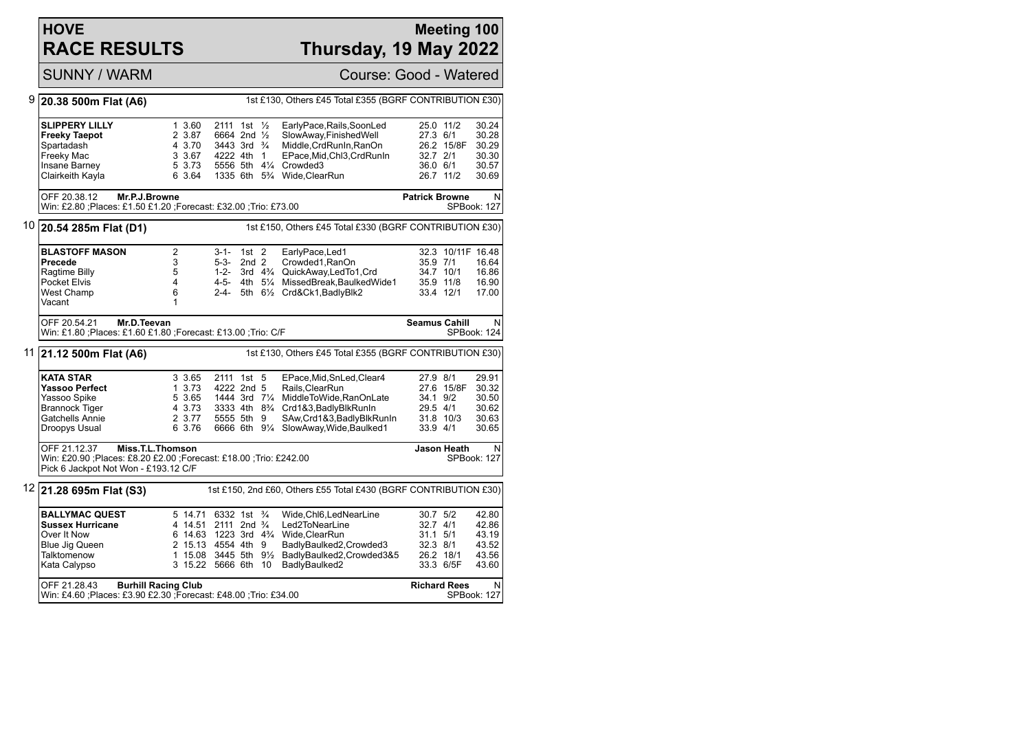# HOVE RACE RESULTS

## Meeting 100 Thursday, 19 May 2022

SUNNY / WARM — Course: Good - Watered

### 9 20.38 500m Flat (A6)

1st £130, Others £45 Total £355 (BGRF CONTRIBUTION £30)

| | | | | | | | | | |
|---|---|---|---|---|---|---|---|---|---|
| **SLIPPERY LILLY** | 1 | 3.60 | 2111 | 1st | ½ | EarlyPace,Rails,SoonLed | 25.0 | 11/2 | 30.24 |
| **Freeky Taepot** | 2 | 3.87 | 6664 | 2nd | ½ | SlowAway,FinishedWell | 27.3 | 6/1 | 30.28 |
| Spartadash | 4 | 3.70 | 3443 | 3rd | ¾ | Middle,CrdRunIn,RanOn | 26.2 | 15/8F | 30.29 |
| Freeky Mac | 3 | 3.67 | 4222 | 4th | 1 | EPace,Mid,Chl3,CrdRunIn | 32.7 | 2/1 | 30.30 |
| Insane Barney | 5 | 3.73 | 5556 | 5th | 4¼ | Crowded3 | 36.0 | 6/1 | 30.57 |
| Clairkeith Kayla | 6 | 3.64 | 1335 | 6th | 5¾ | Wide,ClearRun | 26.7 | 11/2 | 30.69 |

OFF 20.38.12 **Mr.P.J.Browne** — **Patrick Browne** N

Win: £2.80 ;Places: £1.50 £1.20 ;Forecast: £32.00 ;Trio: £73.00 — SPBook: 127

### 10 20.54 285m Flat (D1)

1st £150, Others £45 Total £330 (BGRF CONTRIBUTION £30)

| | | | | | | | | | |
|---|---|---|---|---|---|---|---|---|---|
| **BLASTOFF MASON** | 2 | | 3-1- | 1st | 2 | EarlyPace,Led1 | 32.3 | 10/11F | 16.48 |
| **Precede** | 3 | | 5-3- | 2nd | 2 | Crowded1,RanOn | 35.9 | 7/1 | 16.64 |
| Ragtime Billy | 5 | | 1-2- | 3rd | 4¾ | QuickAway,LedTo1,Crd | 34.7 | 10/1 | 16.86 |
| Pocket Elvis | 4 | | 4-5- | 4th | 5¼ | MissedBreak,BaulkedWide1 | 35.9 | 11/8 | 16.90 |
| West Champ | 6 | | 2-4- | 5th | 6½ | Crd&Ck1,BadlyBlk2 | 33.4 | 12/1 | 17.00 |
| Vacant | 1 | | | | | | | | |

OFF 20.54.21 **Mr.D.Teevan** — **Seamus Cahill** N

Win: £1.80 ;Places: £1.60 £1.80 ;Forecast: £13.00 ;Trio: C/F — SPBook: 124

### 11 21.12 500m Flat (A6)

1st £130, Others £45 Total £355 (BGRF CONTRIBUTION £30)

| | | | | | | | | | |
|---|---|---|---|---|---|---|---|---|---|
| **KATA STAR** | 3 | 3.65 | 2111 | 1st | 5 | EPace,Mid,SnLed,Clear4 | 27.9 | 8/1 | 29.91 |
| **Yassoo Perfect** | 1 | 3.73 | 4222 | 2nd | 5 | Rails,ClearRun | 27.6 | 15/8F | 30.32 |
| Yassoo Spike | 5 | 3.65 | 1444 | 3rd | 7¼ | MiddleToWide,RanOnLate | 34.1 | 9/2 | 30.50 |
| Brannock Tiger | 4 | 3.73 | 3333 | 4th | 8¾ | Crd1&3,BadlyBlkRunIn | 29.5 | 4/1 | 30.62 |
| Gatchells Annie | 2 | 3.77 | 5555 | 5th | 9 | SAw,Crd1&3,BadlyBlkRunIn | 31.8 | 10/3 | 30.63 |
| Droopys Usual | 6 | 3.76 | 6666 | 6th | 9¼ | SlowAway,Wide,Baulked1 | 33.9 | 4/1 | 30.65 |

OFF 21.12.37 **Miss.T.L.Thomson** — **Jason Heath** N

Win: £20.90 ;Places: £8.20 £2.00 ;Forecast: £18.00 ;Trio: £242.00 — SPBook: 127

Pick 6 Jackpot Not Won - £193.12 C/F

### 12 21.28 695m Flat (S3)

1st £150, 2nd £60, Others £55 Total £430 (BGRF CONTRIBUTION £30)

| | | | | | | | | | |
|---|---|---|---|---|---|---|---|---|---|
| **BALLYMAC QUEST** | 5 | 14.71 | 6332 | 1st | ¾ | Wide,Chl6,LedNearLine | 30.7 | 5/2 | 42.80 |
| **Sussex Hurricane** | 4 | 14.51 | 2111 | 2nd | ¾ | Led2ToNearLine | 32.7 | 4/1 | 42.86 |
| Over It Now | 6 | 14.63 | 1223 | 3rd | 4¾ | Wide,ClearRun | 31.1 | 5/1 | 43.19 |
| Blue Jig Queen | 2 | 15.13 | 4554 | 4th | 9 | BadlyBaulked2,Crowded3 | 32.3 | 8/1 | 43.52 |
| Talktomenow | 1 | 15.08 | 3445 | 5th | 9½ | BadlyBaulked2,Crowded3&5 | 26.2 | 18/1 | 43.56 |
| Kata Calypso | 3 | 15.22 | 5666 | 6th | 10 | BadlyBaulked2 | 33.3 | 6/5F | 43.60 |

OFF 21.28.43 **Burhill Racing Club** — **Richard Rees** N

Win: £4.60 ;Places: £3.90 £2.30 ;Forecast: £48.00 ;Trio: £34.00 — SPBook: 127